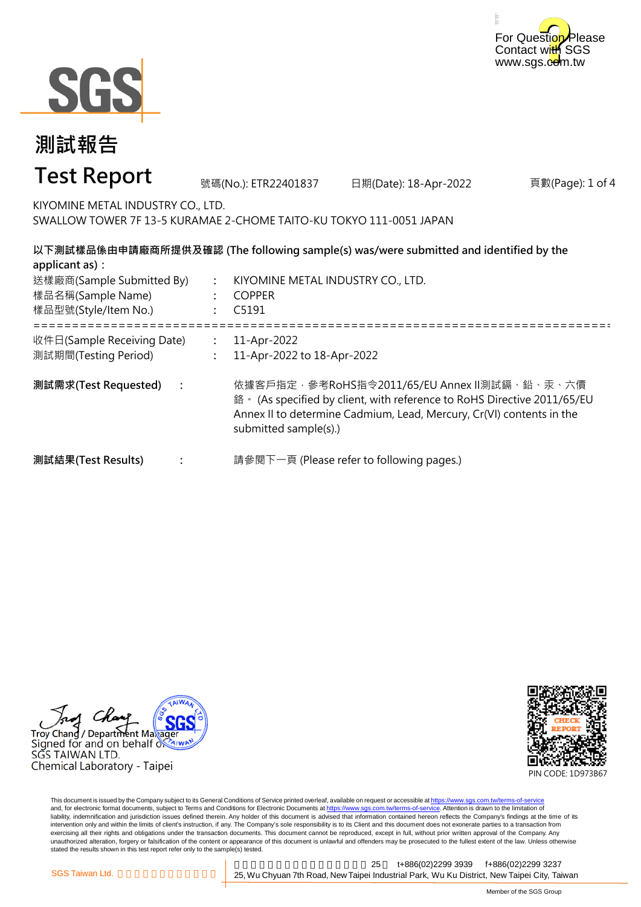For Question Please Contact with SGS
www.sgs.com.tw

# 測試報告

# Test Report

號碼(No.): ETR22401837　　日期(Date): 18-Apr-2022　　頁數(Page): 1 of 4

KIYOMINE METAL INDUSTRY CO., LTD.
SWALLOW TOWER 7F 13-5 KURAMAE 2-CHOME TAITO-KU TOKYO 111-0051 JAPAN

**以下測試樣品係由申請廠商所提供及確認 (The following sample(s) was/were submitted and identified by the applicant as)：**

送樣廠商(Sample Submitted By)　:　KIYOMINE METAL INDUSTRY CO., LTD.
樣品名稱(Sample Name)　:　COPPER
樣品型號(Style/Item No.)　:　C5191

===========================================================================

收件日(Sample Receiving Date)　:　11-Apr-2022
測試期間(Testing Period)　:　11-Apr-2022 to 18-Apr-2022

**測試需求(Test Requested)**　:　依據客戶指定，參考RoHS指令2011/65/EU Annex II測試鎘、鉛、汞、六價鉻。 (As specified by client, with reference to RoHS Directive 2011/65/EU Annex II to determine Cadmium, Lead, Mercury, Cr(VI) contents in the submitted sample(s).)

**測試結果(Test Results)**　:　請參閱下一頁 (Please refer to following pages.)

Troy Chang / Department Manager
Signed for and on behalf of
SGS TAIWAN LTD.
Chemical Laboratory - Taipei

CHECK REPORT
PIN CODE: 1D973B67

This document is issued by the Company subject to its General Conditions of Service printed overleaf, available on request or accessible at https://www.sgs.com.tw/terms-of-service and, for electronic format documents, subject to Terms and Conditions for Electronic Documents at https://www.sgs.com.tw/terms-of-service. Attention is drawn to the limitation of liability, indemnification and jurisdiction issues defined therein. Any holder of this document is advised that information contained hereon reflects the Company's findings at the time of its intervention only and within the limits of client's instruction, if any. The Company's sole responsibility is to its Client and this document does not exonerate parties to a transaction from exercising all their rights and obligations under the transaction documents. This document cannot be reproduced, except in full, without prior written approval of the Company. Any unauthorized alteration, forgery or falsification of the content or appearance of this document is unlawful and offenders may be prosecuted to the fullest extent of the law. Unless otherwise stated the results shown in this test report refer only to the sample(s) tested.

SGS Taiwan Ltd.　25　t+886(02)2299 3939　f+886(02)2299 3237
25, Wu Chyuan 7th Road, New Taipei Industrial Park, Wu Ku District, New Taipei City, Taiwan

Member of the SGS Group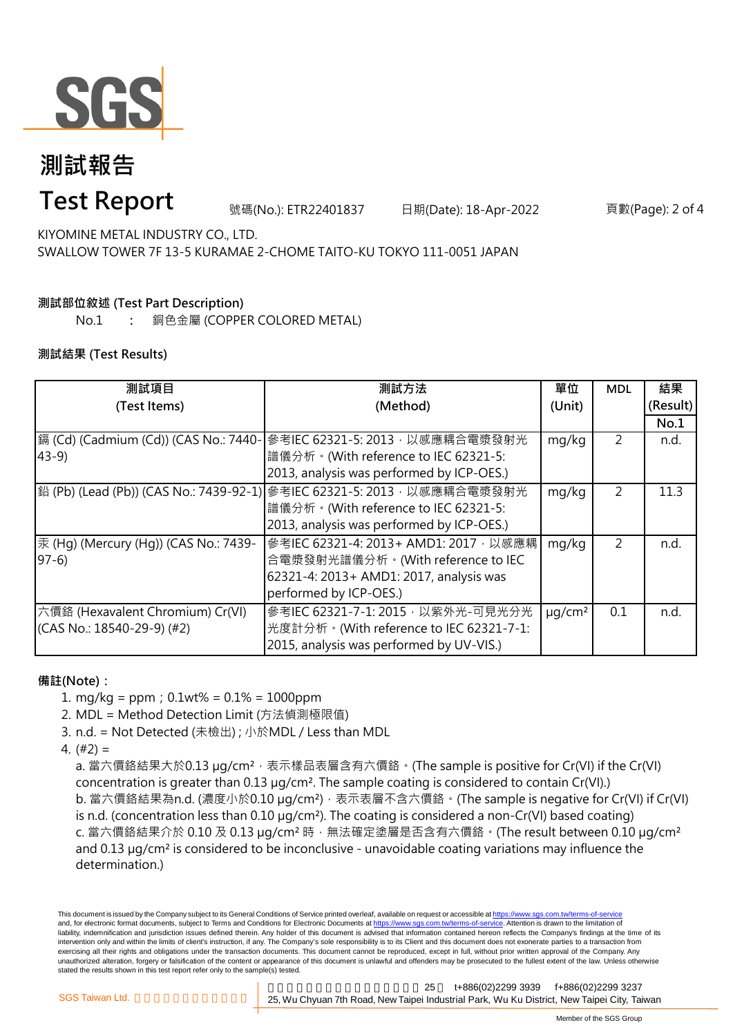# 測試報告

# Test Report

號碼(No.): ETR22401837　　日期(Date): 18-Apr-2022

KIYOMINE METAL INDUSTRY CO., LTD.
SWALLOW TOWER 7F 13-5 KURAMAE 2-CHOME TAITO-KU TOKYO 111-0051 JAPAN

**測試部位敘述 (Test Part Description)**

No.1　:　銅色金屬 (COPPER COLORED METAL)

**測試結果 (Test Results)**

| 測試項目 (Test Items) | 測試方法 (Method) | 單位 (Unit) | MDL | 結果 (Result) No.1 |
|---|---|---|---|---|
| 鎘 (Cd) (Cadmium (Cd)) (CAS No.: 7440-43-9) | 參考IEC 62321-5: 2013，以感應耦合電漿發射光譜儀分析。(With reference to IEC 62321-5: 2013, analysis was performed by ICP-OES.) | mg/kg | 2 | n.d. |
| 鉛 (Pb) (Lead (Pb)) (CAS No.: 7439-92-1) | 參考IEC 62321-5: 2013，以感應耦合電漿發射光譜儀分析。(With reference to IEC 62321-5: 2013, analysis was performed by ICP-OES.) | mg/kg | 2 | 11.3 |
| 汞 (Hg) (Mercury (Hg)) (CAS No.: 7439-97-6) | 參考IEC 62321-4: 2013+ AMD1: 2017，以感應耦合電漿發射光譜儀分析。(With reference to IEC 62321-4: 2013+ AMD1: 2017, analysis was performed by ICP-OES.) | mg/kg | 2 | n.d. |
| 六價鉻 (Hexavalent Chromium) Cr(VI) (CAS No.: 18540-29-9) (#2) | 參考IEC 62321-7-1: 2015，以紫外光-可見光分光光度計分析。(With reference to IEC 62321-7-1: 2015, analysis was performed by UV-VIS.) | μg/cm² | 0.1 | n.d. |

**備註(Note)：**

1. mg/kg = ppm；0.1wt% = 0.1% = 1000ppm
2. MDL = Method Detection Limit (方法偵測極限值)
3. n.d. = Not Detected (未檢出) ; 小於MDL / Less than MDL
4. (#2) =

   a. 當六價鉻結果大於0.13 μg/cm²，表示樣品表層含有六價鉻。(The sample is positive for Cr(VI) if the Cr(VI) concentration is greater than 0.13 μg/cm². The sample coating is considered to contain Cr(VI).)
   b. 當六價鉻結果為n.d. (濃度小於0.10 μg/cm²)，表示表層不含六價鉻。(The sample is negative for Cr(VI) if Cr(VI) is n.d. (concentration less than 0.10 μg/cm²). The coating is considered a non-Cr(VI) based coating)
   c. 當六價鉻結果介於 0.10 及 0.13 μg/cm² 時，無法確定塗層是否含有六價鉻。(The result between 0.10 μg/cm² and 0.13 μg/cm² is considered to be inconclusive - unavoidable coating variations may influence the determination.)

This document is issued by the Company subject to its General Conditions of Service printed overleaf, available on request or accessible at https://www.sgs.com.tw/terms-of-service and, for electronic format documents, subject to Terms and Conditions for Electronic Documents at https://www.sgs.com.tw/terms-of-service. Attention is drawn to the limitation of liability, indemnification and jurisdiction issues defined therein. Any holder of this document is advised that information contained hereon reflects the Company's findings at the time of its intervention only and within the limits of client's instruction, if any. The Company's sole responsibility is to its Client and this document does not exonerate parties to a transaction from exercising all their rights and obligations under the transaction documents. This document cannot be reproduced, except in full, without prior written approval of the Company. Any unauthorized alteration, forgery or falsification of the content or appearance of this document is unlawful and offenders may be prosecuted to the fullest extent of the law. Unless otherwise stated the results shown in this test report refer only to the sample(s) tested.

SGS Taiwan Ltd. | 25, Wu Chyuan 7th Road, New Taipei Industrial Park, Wu Ku District, New Taipei City, Taiwan　t+886(02)2299 3939　f+886(02)2299 3237

Member of the SGS Group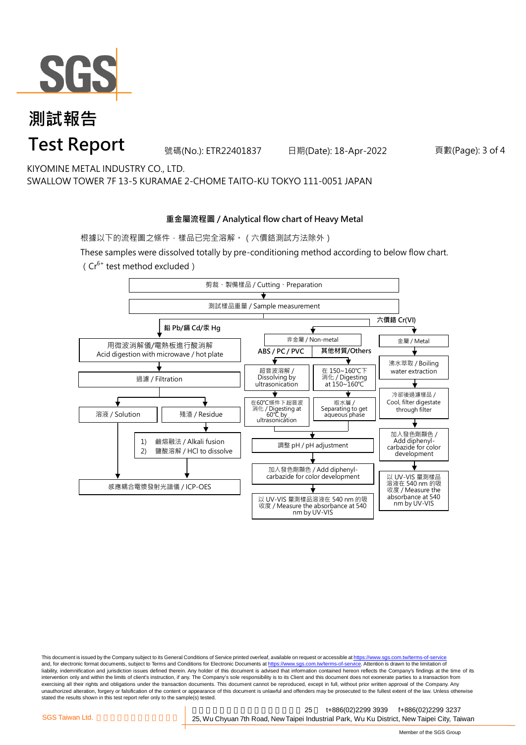# 測試報告

# Test Report

號碼(No.): ETR22401837　　日期(Date): 18-Apr-2022

KIYOMINE METAL INDUSTRY CO., LTD.
SWALLOW TOWER 7F 13-5 KURAMAE 2-CHOME TAITO-KU TOKYO 111-0051 JAPAN

## 重金屬流程圖 / Analytical flow chart of Heavy Metal

根據以下的流程圖之條件，樣品已完全溶解。（六價鉻測試方法除外）

These samples were dissolved totally by pre-conditioning method according to below flow chart.
（$Cr^{6+}$ test method excluded）

剪裁、製備樣品 / Cutting、Preparation

↓

測試樣品重量 / Sample measurement

**鉛 Pb/鎘 Cd/汞 Hg**

- 用微波消解儀/電熱板進行酸消解 / Acid digestion with microwave / hot plate
- ↓ 過濾 / Filtration
- ↓ 溶液 / Solution → 感應耦合電漿發射光譜儀 / ICP-OES
- ↓ 殘渣 / Residue → 1) 鹼熔融法 / Alkali fusion 2) 鹽酸溶解 / HCl to dissolve → 感應耦合電漿發射光譜儀 / ICP-OES

**六價鉻 Cr(VI)**

非金屬 / Non-metal

- **ABS / PC / PVC**: 超音波溶解 / Dissolving by ultrasonication → 在60℃條件下超音波消化 / Digesting at 60℃ by ultrasonication
- **其他材質/Others**: 在 150~160℃下消化 / Digesting at 150~160℃ → 取水層 / Separating to get aqueous phase
- → 調整 pH / pH adjustment → 加入發色劑顯色 / Add diphenyl-carbazide for color development → 以 UV-VIS 量測樣品溶液在 540 nm 的吸收度 / Measure the absorbance at 540 nm by UV-VIS

金屬 / Metal

- 沸水萃取 / Boiling water extraction → 冷卻後過濾樣品 / Cool, filter digestate through filter → 加入發色劑顯色 / Add diphenyl-carbazide for color development → 以 UV-VIS 量測樣品溶液在 540 nm 的吸收度 / Measure the absorbance at 540 nm by UV-VIS

This document is issued by the Company subject to its General Conditions of Service printed overleaf, available on request or accessible at https://www.sgs.com.tw/terms-of-service and, for electronic format documents, subject to Terms and Conditions for Electronic Documents at https://www.sgs.com.tw/terms-of-service. Attention is drawn to the limitation of liability, indemnification and jurisdiction issues defined therein. Any holder of this document is advised that information contained hereon reflects the Company's findings at the time of its intervention only and within the limits of client's instruction, if any. The Company's sole responsibility is to its Client and this document does not exonerate parties to a transaction from exercising all their rights and obligations under the transaction documents. This document cannot be reproduced, except in full, without prior written approval of the Company. Any unauthorized alteration, forgery or falsification of the content or appearance of this document is unlawful and offenders may be prosecuted to the fullest extent of the law. Unless otherwise stated the results shown in this test report refer only to the sample(s) tested.

SGS Taiwan Ltd. | 25, Wu Chyuan 7th Road, New Taipei Industrial Park, Wu Ku District, New Taipei City, Taiwan | t+886(02)2299 3939 f+886(02)2299 3237

Member of the SGS Group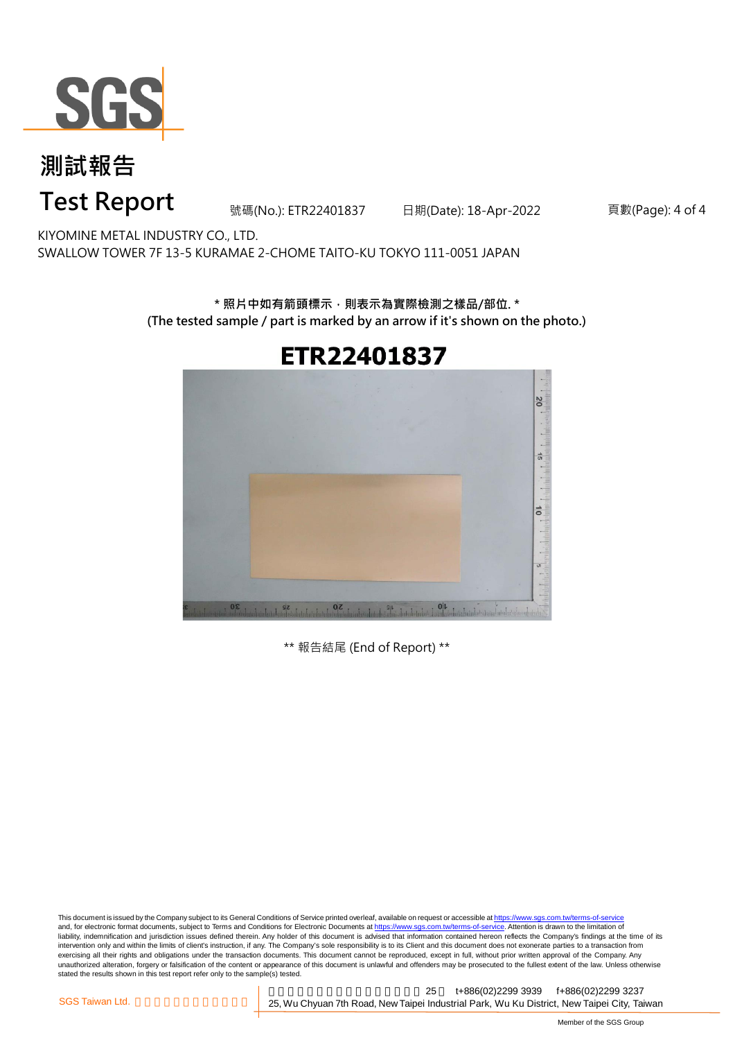# 測試報告

# Test Report

號碼(No.): ETR22401837 日期(Date): 18-Apr-2022

KIYOMINE METAL INDUSTRY CO., LTD.
SWALLOW TOWER 7F 13-5 KURAMAE 2-CHOME TAITO-KU TOKYO 111-0051 JAPAN

**\* 照片中如有箭頭標示，則表示為實際檢測之樣品/部位. \***
**(The tested sample / part is marked by an arrow if it's shown on the photo.)**

**ETR22401837**

** 報告結尾 (End of Report) **

This document is issued by the Company subject to its General Conditions of Service printed overleaf, available on request or accessible at https://www.sgs.com.tw/terms-of-service and, for electronic format documents, subject to Terms and Conditions for Electronic Documents at https://www.sgs.com.tw/terms-of-service. Attention is drawn to the limitation of liability, indemnification and jurisdiction issues defined therein. Any holder of this document is advised that information contained hereon reflects the Company's findings at the time of its intervention only and within the limits of client's instruction, if any. The Company's sole responsibility is to its Client and this document does not exonerate parties to a transaction from exercising all their rights and obligations under the transaction documents. This document cannot be reproduced, except in full, without prior written approval of the Company. Any unauthorized alteration, forgery or falsification of the content or appearance of this document is unlawful and offenders may be prosecuted to the fullest extent of the law. Unless otherwise stated the results shown in this test report refer only to the sample(s) tested.

SGS Taiwan Ltd. | 25, Wu Chyuan 7th Road, New Taipei Industrial Park, Wu Ku District, New Taipei City, Taiwan t+886(02)2299 3939 f+886(02)2299 3237

Member of the SGS Group